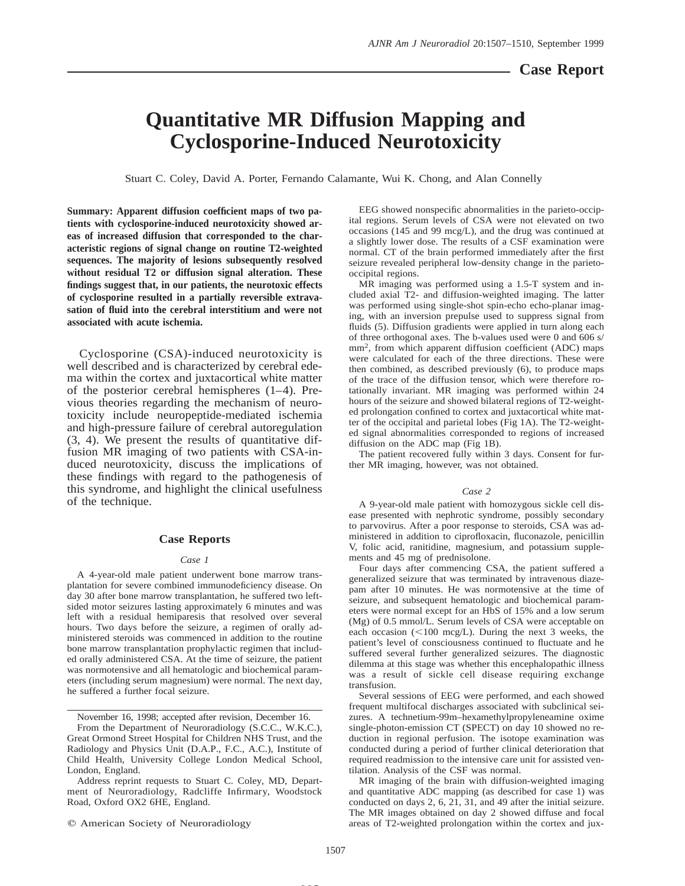Case Report

# Quantitative MR Diffusion Mapping and Cyclosporine-Induced Neurotoxicity

Stuart C. Coley, David A. Porter, Fernando Calamante, Wui K. Chong, and Alan Connelly

**Summary: Apparent diffusion coefficient maps of two patients with cyclosporine-induced neurotoxicity showed areas of increased diffusion that corresponded to the characteristic regions of signal change on routine T2-weighted sequences. The majority of lesions subsequently resolved without residual T2 or diffusion signal alteration. These findings suggest that, in our patients, the neurotoxic effects of cyclosporine resulted in a partially reversible extravasation of fluid into the cerebral interstitium and were not associated with acute ischemia.**

Cyclosporine (CSA)-induced neurotoxicity is well described and is characterized by cerebral edema within the cortex and juxtacortical white matter of the posterior cerebral hemispheres (1–4). Previous theories regarding the mechanism of neurotoxicity include neuropeptide-mediated ischemia and high-pressure failure of cerebral autoregulation (3, 4). We present the results of quantitative diffusion MR imaging of two patients with CSA-induced neurotoxicity, discuss the implications of these findings with regard to the pathogenesis of this syndrome, and highlight the clinical usefulness of the technique.

## Case Reports

### *Case 1*

A 4-year-old male patient underwent bone marrow transplantation for severe combined immunodeficiency disease. On day 30 after bone marrow transplantation, he suffered two left-sided motor seizures lasting approximately 6 minutes and was left with a residual hemiparesis that resolved over several hours. Two days before the seizure, a regimen of orally administered steroids was commenced in addition to the routine bone marrow transplantation prophylactic regimen that included orally administered CSA. At the time of seizure, the patient was normotensive and all hematologic and biochemical parameters (including serum magnesium) were normal. The next day, he suffered a further focal seizure.

EEG showed nonspecific abnormalities in the parieto-occipital regions. Serum levels of CSA were not elevated on two occasions (145 and 99 mcg/L), and the drug was continued at a slightly lower dose. The results of a CSF examination were normal. CT of the brain performed immediately after the first seizure revealed peripheral low-density change in the parieto-occipital regions.

MR imaging was performed using a 1.5-T system and included axial T2- and diffusion-weighted imaging. The latter was performed using single-shot spin-echo echo-planar imaging, with an inversion prepulse used to suppress signal from fluids (5). Diffusion gradients were applied in turn along each of three orthogonal axes. The b-values used were 0 and 606 s/mm$^2$, from which apparent diffusion coefficient (ADC) maps were calculated for each of the three directions. These were then combined, as described previously (6), to produce maps of the trace of the diffusion tensor, which were therefore rotationally invariant. MR imaging was performed within 24 hours of the seizure and showed bilateral regions of T2-weighted prolongation confined to cortex and juxtacortical white matter of the occipital and parietal lobes (Fig 1A). The T2-weighted signal abnormalities corresponded to regions of increased diffusion on the ADC map (Fig 1B).

The patient recovered fully within 3 days. Consent for further MR imaging, however, was not obtained.

### *Case 2*

A 9-year-old male patient with homozygous sickle cell disease presented with nephrotic syndrome, possibly secondary to parvovirus. After a poor response to steroids, CSA was administered in addition to ciprofloxacin, fluconazole, penicillin V, folic acid, ranitidine, magnesium, and potassium supplements and 45 mg of prednisolone.

Four days after commencing CSA, the patient suffered a generalized seizure that was terminated by intravenous diazepam after 10 minutes. He was normotensive at the time of seizure, and subsequent hematologic and biochemical parameters were normal except for an HbS of 15% and a low serum (Mg) of 0.5 mmol/L. Serum levels of CSA were acceptable on each occasion ($<$100 mcg/L). During the next 3 weeks, the patient's level of consciousness continued to fluctuate and he suffered several further generalized seizures. The diagnostic dilemma at this stage was whether this encephalopathic illness was a result of sickle cell disease requiring exchange transfusion.

Several sessions of EEG were performed, and each showed frequent multifocal discharges associated with subclinical seizures. A technetium-99m–hexamethylpropyleneamine oxime single-photon-emission CT (SPECT) on day 10 showed no reduction in regional perfusion. The isotope examination was conducted during a period of further clinical deterioration that required readmission to the intensive care unit for assisted ventilation. Analysis of the CSF was normal.

MR imaging of the brain with diffusion-weighted imaging and quantitative ADC mapping (as described for case 1) was conducted on days 2, 6, 21, 31, and 49 after the initial seizure. The MR images obtained on day 2 showed diffuse and focal areas of T2-weighted prolongation within the cortex and jux-

---

November 16, 1998; accepted after revision, December 16.

From the Department of Neuroradiology (S.C.C., W.K.C.), Great Ormond Street Hospital for Children NHS Trust, and the Radiology and Physics Unit (D.A.P., F.C., A.C.), Institute of Child Health, University College London Medical School, London, England.

Address reprint requests to Stuart C. Coley, MD, Department of Neuroradiology, Radcliffe Infirmary, Woodstock Road, Oxford OX2 6HE, England.

© American Society of Neuroradiology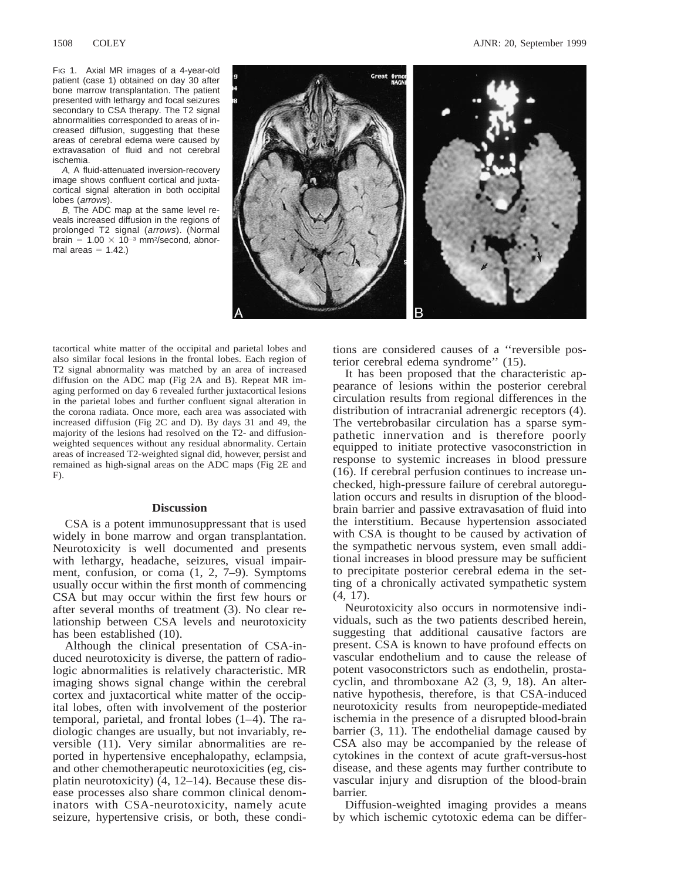FIG 1. Axial MR images of a 4-year-old patient (case 1) obtained on day 30 after bone marrow transplantation. The patient presented with lethargy and focal seizures secondary to CSA therapy. The T2 signal abnormalities corresponded to areas of increased diffusion, suggesting that these areas of cerebral edema were caused by extravasation of fluid and not cerebral ischemia.

*A*, A fluid-attenuated inversion-recovery image shows confluent cortical and juxtacortical signal alteration in both occipital lobes (*arrows*).

*B*, The ADC map at the same level reveals increased diffusion in the regions of prolonged T2 signal (*arrows*). (Normal brain = $1.00 \times 10^{-3}$ mm$^2$/second, abnormal areas = 1.42.)

tacortical white matter of the occipital and parietal lobes and also similar focal lesions in the frontal lobes. Each region of T2 signal abnormality was matched by an area of increased diffusion on the ADC map (Fig 2A and B). Repeat MR imaging performed on day 6 revealed further juxtacortical lesions in the parietal lobes and further confluent signal alteration in the corona radiata. Once more, each area was associated with increased diffusion (Fig 2C and D). By days 31 and 49, the majority of the lesions had resolved on the T2- and diffusion-weighted sequences without any residual abnormality. Certain areas of increased T2-weighted signal did, however, persist and remained as high-signal areas on the ADC maps (Fig 2E and F).

## Discussion

CSA is a potent immunosuppressant that is used widely in bone marrow and organ transplantation. Neurotoxicity is well documented and presents with lethargy, headache, seizures, visual impairment, confusion, or coma (1, 2, 7–9). Symptoms usually occur within the first month of commencing CSA but may occur within the first few hours or after several months of treatment (3). No clear relationship between CSA levels and neurotoxicity has been established (10).

Although the clinical presentation of CSA-induced neurotoxicity is diverse, the pattern of radiologic abnormalities is relatively characteristic. MR imaging shows signal change within the cerebral cortex and juxtacortical white matter of the occipital lobes, often with involvement of the posterior temporal, parietal, and frontal lobes (1–4). The radiologic changes are usually, but not invariably, reversible (11). Very similar abnormalities are reported in hypertensive encephalopathy, eclampsia, and other chemotherapeutic neurotoxicities (eg, cisplatin neurotoxicity) (4, 12–14). Because these disease processes also share common clinical denominators with CSA-neurotoxicity, namely acute seizure, hypertensive crisis, or both, these conditions are considered causes of a ''reversible posterior cerebral edema syndrome'' (15).

It has been proposed that the characteristic appearance of lesions within the posterior cerebral circulation results from regional differences in the distribution of intracranial adrenergic receptors (4). The vertebrobasilar circulation has a sparse sympathetic innervation and is therefore poorly equipped to initiate protective vasoconstriction in response to systemic increases in blood pressure (16). If cerebral perfusion continues to increase unchecked, high-pressure failure of cerebral autoregulation occurs and results in disruption of the blood-brain barrier and passive extravasation of fluid into the interstitium. Because hypertension associated with CSA is thought to be caused by activation of the sympathetic nervous system, even small additional increases in blood pressure may be sufficient to precipitate posterior cerebral edema in the setting of a chronically activated sympathetic system (4, 17).

Neurotoxicity also occurs in normotensive individuals, such as the two patients described herein, suggesting that additional causative factors are present. CSA is known to have profound effects on vascular endothelium and to cause the release of potent vasoconstrictors such as endothelin, prostacyclin, and thromboxane A2 (3, 9, 18). An alternative hypothesis, therefore, is that CSA-induced neurotoxicity results from neuropeptide-mediated ischemia in the presence of a disrupted blood-brain barrier (3, 11). The endothelial damage caused by CSA also may be accompanied by the release of cytokines in the context of acute graft-versus-host disease, and these agents may further contribute to vascular injury and disruption of the blood-brain barrier.

Diffusion-weighted imaging provides a means by which ischemic cytotoxic edema can be differ-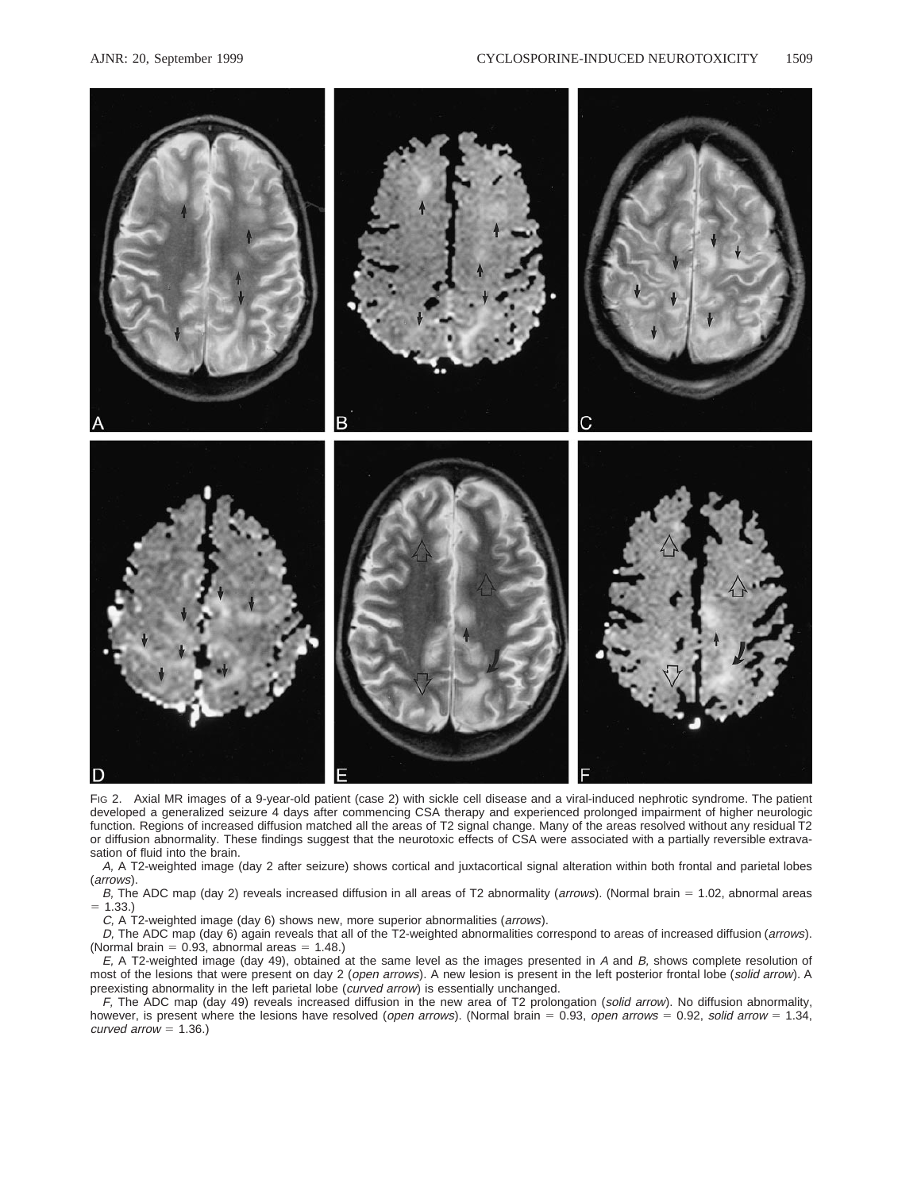Fig 2. Axial MR images of a 9-year-old patient (case 2) with sickle cell disease and a viral-induced nephrotic syndrome. The patient developed a generalized seizure 4 days after commencing CSA therapy and experienced prolonged impairment of higher neurologic function. Regions of increased diffusion matched all the areas of T2 signal change. Many of the areas resolved without any residual T2 or diffusion abnormality. These findings suggest that the neurotoxic effects of CSA were associated with a partially reversible extravasation of fluid into the brain.

*A,* A T2-weighted image (day 2 after seizure) shows cortical and juxtacortical signal alteration within both frontal and parietal lobes (*arrows*).

*B,* The ADC map (day 2) reveals increased diffusion in all areas of T2 abnormality (*arrows*). (Normal brain = 1.02, abnormal areas = 1.33.)

*C,* A T2-weighted image (day 6) shows new, more superior abnormalities (*arrows*).

*D,* The ADC map (day 6) again reveals that all of the T2-weighted abnormalities correspond to areas of increased diffusion (*arrows*). (Normal brain = 0.93, abnormal areas = 1.48.)

*E,* A T2-weighted image (day 49), obtained at the same level as the images presented in *A* and *B,* shows complete resolution of most of the lesions that were present on day 2 (*open arrows*). A new lesion is present in the left posterior frontal lobe (*solid arrow*). A preexisting abnormality in the left parietal lobe (*curved arrow*) is essentially unchanged.

*F,* The ADC map (day 49) reveals increased diffusion in the new area of T2 prolongation (*solid arrow*). No diffusion abnormality, however, is present where the lesions have resolved (*open arrows*). (Normal brain = 0.93, *open arrows* = 0.92, *solid arrow* = 1.34, *curved arrow* = 1.36.)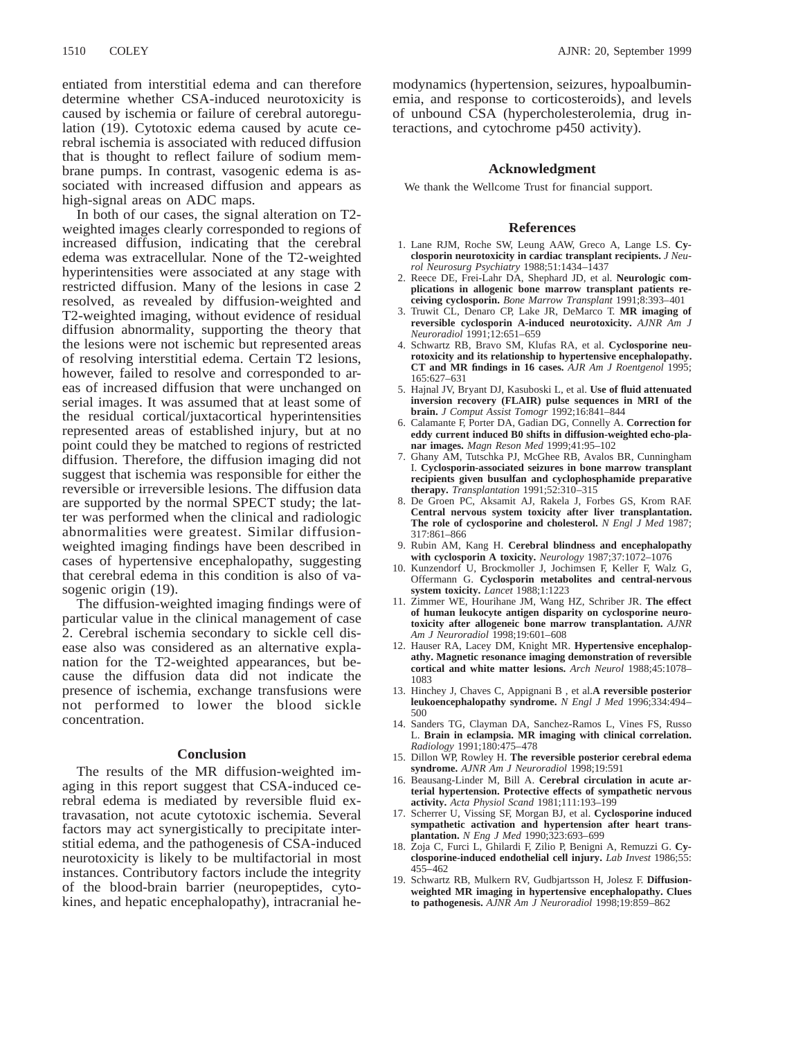entiated from interstitial edema and can therefore determine whether CSA-induced neurotoxicity is caused by ischemia or failure of cerebral autoregulation (19). Cytotoxic edema caused by acute cerebral ischemia is associated with reduced diffusion that is thought to reflect failure of sodium membrane pumps. In contrast, vasogenic edema is associated with increased diffusion and appears as high-signal areas on ADC maps.

In both of our cases, the signal alteration on T2-weighted images clearly corresponded to regions of increased diffusion, indicating that the cerebral edema was extracellular. None of the T2-weighted hyperintensities were associated at any stage with restricted diffusion. Many of the lesions in case 2 resolved, as revealed by diffusion-weighted and T2-weighted imaging, without evidence of residual diffusion abnormality, supporting the theory that the lesions were not ischemic but represented areas of resolving interstitial edema. Certain T2 lesions, however, failed to resolve and corresponded to areas of increased diffusion that were unchanged on serial images. It was assumed that at least some of the residual cortical/juxtacortical hyperintensities represented areas of established injury, but at no point could they be matched to regions of restricted diffusion. Therefore, the diffusion imaging did not suggest that ischemia was responsible for either the reversible or irreversible lesions. The diffusion data are supported by the normal SPECT study; the latter was performed when the clinical and radiologic abnormalities were greatest. Similar diffusion-weighted imaging findings have been described in cases of hypertensive encephalopathy, suggesting that cerebral edema in this condition is also of vasogenic origin (19).

The diffusion-weighted imaging findings were of particular value in the clinical management of case 2. Cerebral ischemia secondary to sickle cell disease also was considered as an alternative explanation for the T2-weighted appearances, but because the diffusion data did not indicate the presence of ischemia, exchange transfusions were not performed to lower the blood sickle concentration.

## Conclusion

The results of the MR diffusion-weighted imaging in this report suggest that CSA-induced cerebral edema is mediated by reversible fluid extravasation, not acute cytotoxic ischemia. Several factors may act synergistically to precipitate interstitial edema, and the pathogenesis of CSA-induced neurotoxicity is likely to be multifactorial in most instances. Contributory factors include the integrity of the blood-brain barrier (neuropeptides, cytokines, and hepatic encephalopathy), intracranial hemodynamics (hypertension, seizures, hypoalbuminemia, and response to corticosteroids), and levels of unbound CSA (hypercholesterolemia, drug interactions, and cytochrome p450 activity).

## Acknowledgment

We thank the Wellcome Trust for financial support.

## References

1. Lane RJM, Roche SW, Leung AAW, Greco A, Lange LS. **Cyclosporin neurotoxicity in cardiac transplant recipients.** *J Neurol Neurosurg Psychiatry* 1988;51:1434–1437
2. Reece DE, Frei-Lahr DA, Shephard JD, et al. **Neurologic complications in allogenic bone marrow transplant patients receiving cyclosporin.** *Bone Marrow Transplant* 1991;8:393–401
3. Truwit CL, Denaro CP, Lake JR, DeMarco T. **MR imaging of reversible cyclosporin A-induced neurotoxicity.** *AJNR Am J Neuroradiol* 1991;12:651–659
4. Schwartz RB, Bravo SM, Klufas RA, et al. **Cyclosporine neurotoxicity and its relationship to hypertensive encephalopathy. CT and MR findings in 16 cases.** *AJR Am J Roentgenol* 1995; 165:627–631
5. Hajnal JV, Bryant DJ, Kasuboski L, et al. **Use of fluid attenuated inversion recovery (FLAIR) pulse sequences in MRI of the brain.** *J Comput Assist Tomogr* 1992;16:841–844
6. Calamante F, Porter DA, Gadian DG, Connelly A. **Correction for eddy current induced B0 shifts in diffusion-weighted echo-planar images.** *Magn Reson Med* 1999;41:95–102
7. Ghany AM, Tutschka PJ, McGhee RB, Avalos BR, Cunningham I. **Cyclosporin-associated seizures in bone marrow transplant recipients given busulfan and cyclophosphamide preparative therapy.** *Transplantation* 1991;52:310–315
8. De Groen PC, Aksamit AJ, Rakela J, Forbes GS, Krom RAF. **Central nervous system toxicity after liver transplantation. The role of cyclosporine and cholesterol.** *N Engl J Med* 1987; 317:861–866
9. Rubin AM, Kang H. **Cerebral blindness and encephalopathy with cyclosporin A toxicity.** *Neurology* 1987;37:1072–1076
10. Kunzendorf U, Brockmoller J, Jochimsen F, Keller F, Walz G, Offermann G. **Cyclosporin metabolites and central-nervous system toxicity.** *Lancet* 1988;1:1223
11. Zimmer WE, Hourihane JM, Wang HZ, Schriber JR. **The effect of human leukocyte antigen disparity on cyclosporine neurotoxicity after allogeneic bone marrow transplantation.** *AJNR Am J Neuroradiol* 1998;19:601–608
12. Hauser RA, Lacey DM, Knight MR. **Hypertensive encephalopathy. Magnetic resonance imaging demonstration of reversible cortical and white matter lesions.** *Arch Neurol* 1988;45:1078–1083
13. Hinchey J, Chaves C, Appignani B , et al.**A reversible posterior leukoencephalopathy syndrome.** *N Engl J Med* 1996;334:494–500
14. Sanders TG, Clayman DA, Sanchez-Ramos L, Vines FS, Russo L. **Brain in eclampsia. MR imaging with clinical correlation.** *Radiology* 1991;180:475–478
15. Dillon WP, Rowley H. **The reversible posterior cerebral edema syndrome.** *AJNR Am J Neuroradiol* 1998;19:591
16. Beausang-Linder M, Bill A. **Cerebral circulation in acute arterial hypertension. Protective effects of sympathetic nervous activity.** *Acta Physiol Scand* 1981;111:193–199
17. Scherrer U, Vissing SF, Morgan BJ, et al. **Cyclosporine induced sympathetic activation and hypertension after heart transplantation.** *N Eng J Med* 1990;323:693–699
18. Zoja C, Furci L, Ghilardi F, Zilio P, Benigni A, Remuzzi G. **Cyclosporine-induced endothelial cell injury.** *Lab Invest* 1986;55: 455–462
19. Schwartz RB, Mulkern RV, Gudbjartsson H, Jolesz F. **Diffusion-weighted MR imaging in hypertensive encephalopathy. Clues to pathogenesis.** *AJNR Am J Neuroradiol* 1998;19:859–862